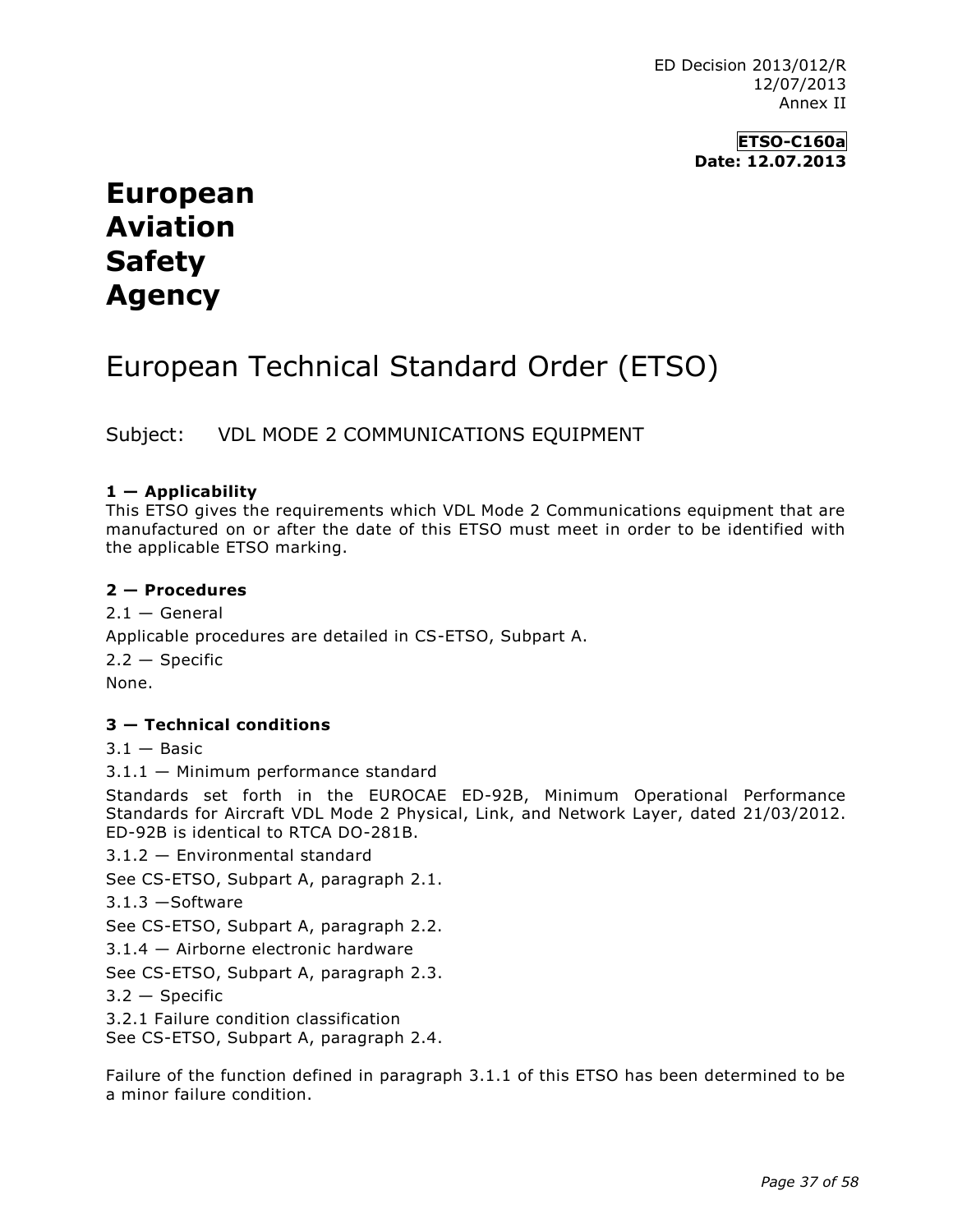ED Decision 2013/012/R
12/07/2013
Annex II

**ETSO-C160a**
**Date: 12.07.2013**

# European Aviation Safety Agency

# European Technical Standard Order (ETSO)

Subject: VDL MODE 2 COMMUNICATIONS EQUIPMENT

**1 — Applicability**

This ETSO gives the requirements which VDL Mode 2 Communications equipment that are manufactured on or after the date of this ETSO must meet in order to be identified with the applicable ETSO marking.

**2 — Procedures**

2.1 — General

Applicable procedures are detailed in CS-ETSO, Subpart A.

2.2 — Specific

None.

**3 — Technical conditions**

3.1 — Basic

3.1.1 — Minimum performance standard

Standards set forth in the EUROCAE ED-92B, Minimum Operational Performance Standards for Aircraft VDL Mode 2 Physical, Link, and Network Layer, dated 21/03/2012. ED-92B is identical to RTCA DO-281B.

3.1.2 — Environmental standard

See CS-ETSO, Subpart A, paragraph 2.1.

3.1.3 —Software

See CS-ETSO, Subpart A, paragraph 2.2.

3.1.4 — Airborne electronic hardware

See CS-ETSO, Subpart A, paragraph 2.3.

3.2 — Specific

3.2.1 Failure condition classification

See CS-ETSO, Subpart A, paragraph 2.4.

Failure of the function defined in paragraph 3.1.1 of this ETSO has been determined to be a minor failure condition.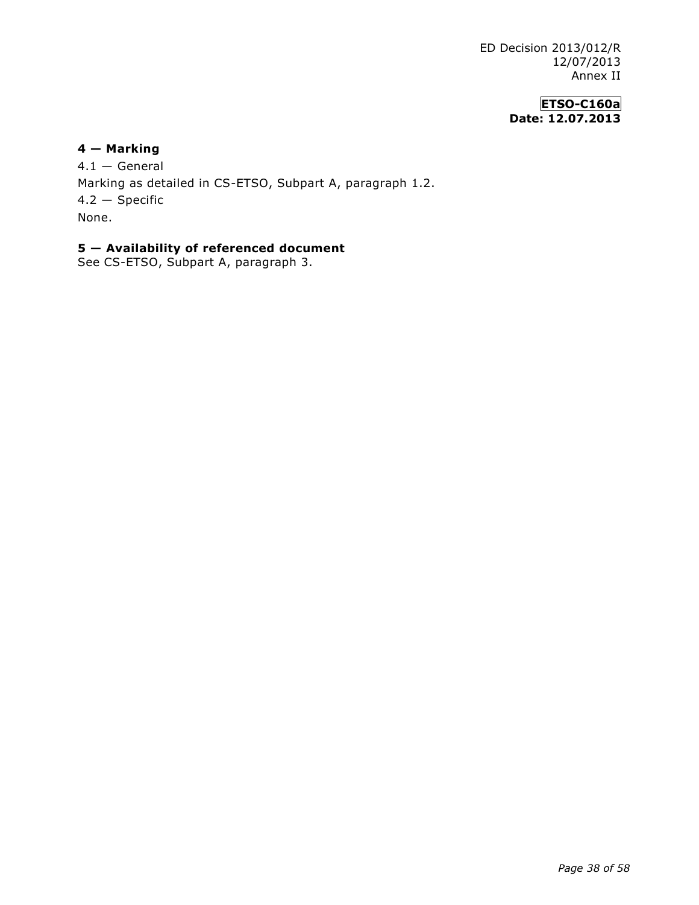## 4 — Marking

4.1 — General

Marking as detailed in CS-ETSO, Subpart A, paragraph 1.2.

4.2 — Specific

None.

## 5 — Availability of referenced document

See CS-ETSO, Subpart A, paragraph 3.